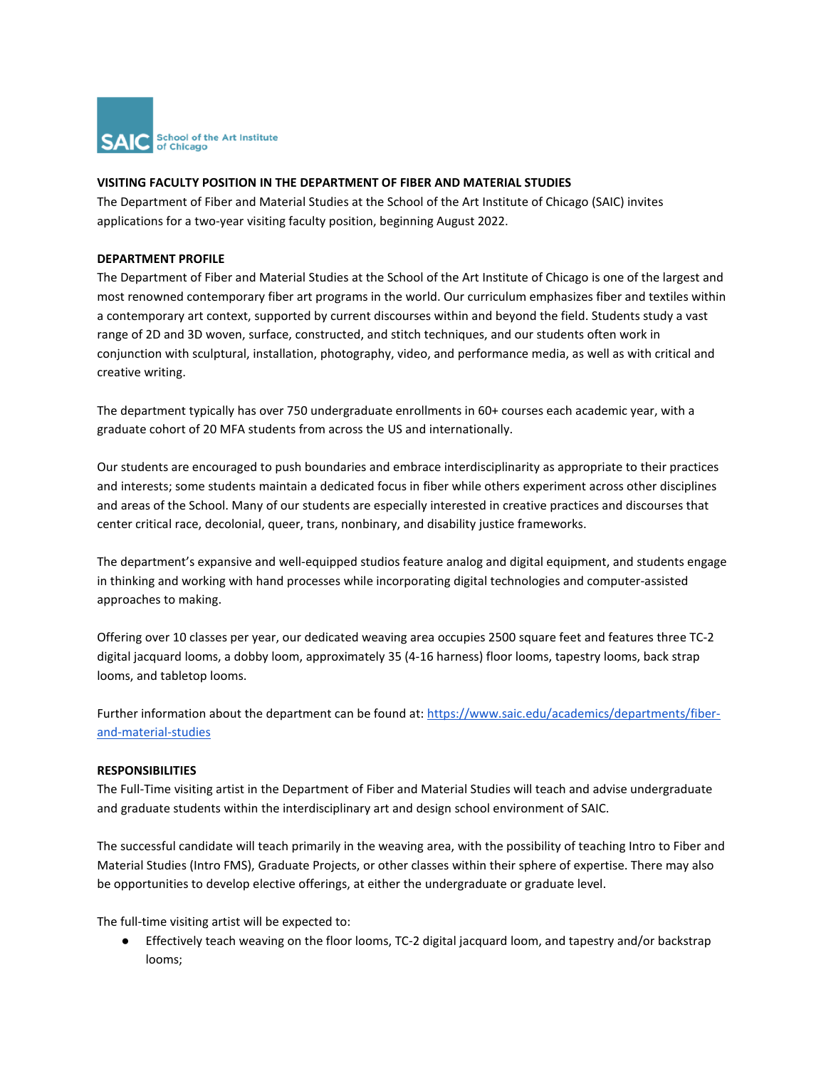SAIC School of the Art Institute of Chicago

**VISITING FACULTY POSITION IN THE DEPARTMENT OF FIBER AND MATERIAL STUDIES**

The Department of Fiber and Material Studies at the School of the Art Institute of Chicago (SAIC) invites applications for a two-year visiting faculty position, beginning August 2022.

**DEPARTMENT PROFILE**

The Department of Fiber and Material Studies at the School of the Art Institute of Chicago is one of the largest and most renowned contemporary fiber art programs in the world. Our curriculum emphasizes fiber and textiles within a contemporary art context, supported by current discourses within and beyond the field. Students study a vast range of 2D and 3D woven, surface, constructed, and stitch techniques, and our students often work in conjunction with sculptural, installation, photography, video, and performance media, as well as with critical and creative writing.

The department typically has over 750 undergraduate enrollments in 60+ courses each academic year, with a graduate cohort of 20 MFA students from across the US and internationally.

Our students are encouraged to push boundaries and embrace interdisciplinarity as appropriate to their practices and interests; some students maintain a dedicated focus in fiber while others experiment across other disciplines and areas of the School. Many of our students are especially interested in creative practices and discourses that center critical race, decolonial, queer, trans, nonbinary, and disability justice frameworks.

The department's expansive and well-equipped studios feature analog and digital equipment, and students engage in thinking and working with hand processes while incorporating digital technologies and computer-assisted approaches to making.

Offering over 10 classes per year, our dedicated weaving area occupies 2500 square feet and features three TC-2 digital jacquard looms, a dobby loom, approximately 35 (4-16 harness) floor looms, tapestry looms, back strap looms, and tabletop looms.

Further information about the department can be found at: [https://www.saic.edu/academics/departments/fiber-and-material-studies](https://www.saic.edu/academics/departments/fiber-and-material-studies)

**RESPONSIBILITIES**

The Full-Time visiting artist in the Department of Fiber and Material Studies will teach and advise undergraduate and graduate students within the interdisciplinary art and design school environment of SAIC.

The successful candidate will teach primarily in the weaving area, with the possibility of teaching Intro to Fiber and Material Studies (Intro FMS), Graduate Projects, or other classes within their sphere of expertise. There may also be opportunities to develop elective offerings, at either the undergraduate or graduate level.

The full-time visiting artist will be expected to:

- Effectively teach weaving on the floor looms, TC-2 digital jacquard loom, and tapestry and/or backstrap looms;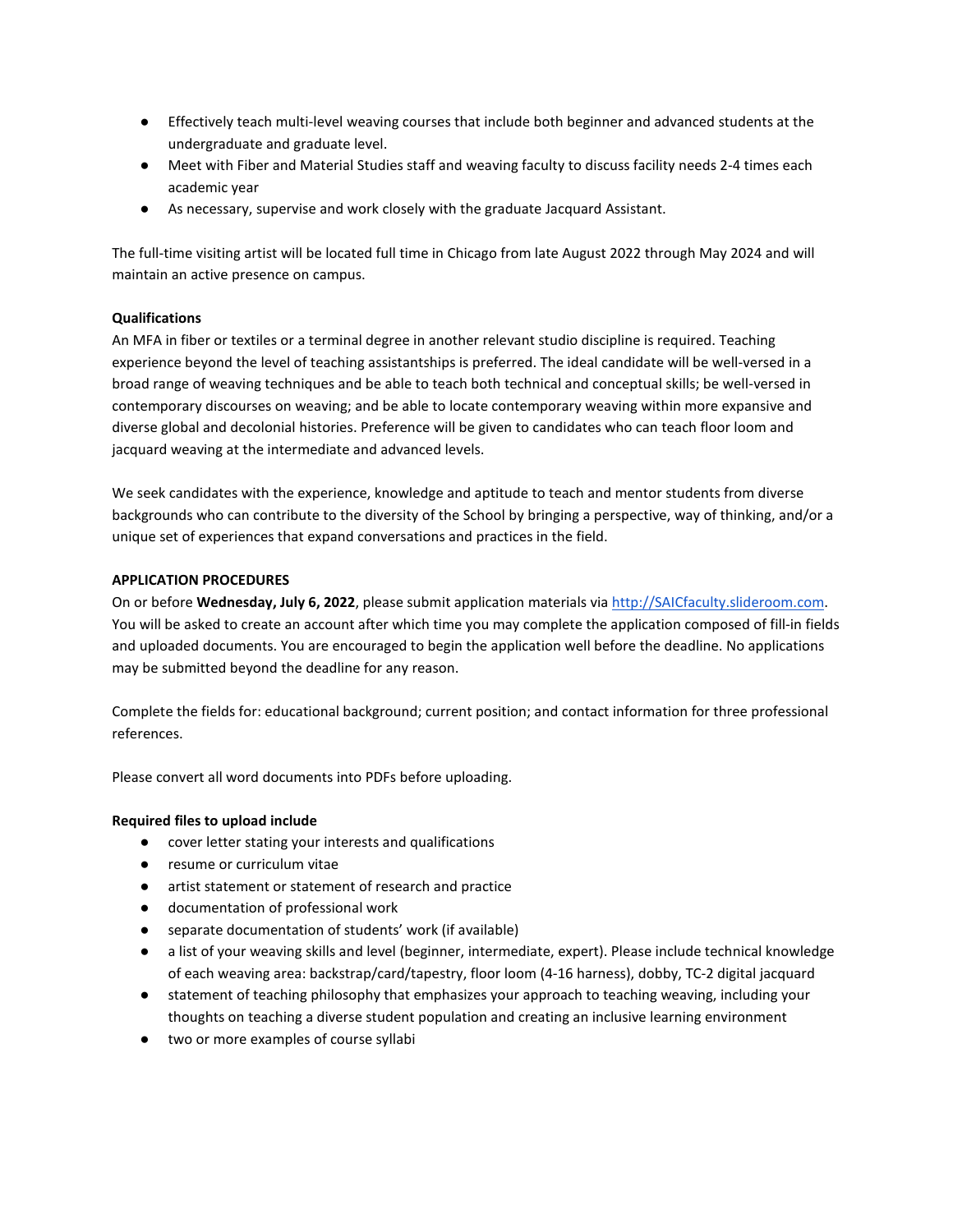- Effectively teach multi-level weaving courses that include both beginner and advanced students at the undergraduate and graduate level.
- Meet with Fiber and Material Studies staff and weaving faculty to discuss facility needs 2-4 times each academic year
- As necessary, supervise and work closely with the graduate Jacquard Assistant.

The full-time visiting artist will be located full time in Chicago from late August 2022 through May 2024 and will maintain an active presence on campus.

**Qualifications**

An MFA in fiber or textiles or a terminal degree in another relevant studio discipline is required. Teaching experience beyond the level of teaching assistantships is preferred. The ideal candidate will be well-versed in a broad range of weaving techniques and be able to teach both technical and conceptual skills; be well-versed in contemporary discourses on weaving; and be able to locate contemporary weaving within more expansive and diverse global and decolonial histories. Preference will be given to candidates who can teach floor loom and jacquard weaving at the intermediate and advanced levels.

We seek candidates with the experience, knowledge and aptitude to teach and mentor students from diverse backgrounds who can contribute to the diversity of the School by bringing a perspective, way of thinking, and/or a unique set of experiences that expand conversations and practices in the field.

**APPLICATION PROCEDURES**

On or before **Wednesday, July 6, 2022**, please submit application materials via [http://SAICfaculty.slideroom.com](http://SAICfaculty.slideroom.com). You will be asked to create an account after which time you may complete the application composed of fill-in fields and uploaded documents. You are encouraged to begin the application well before the deadline. No applications may be submitted beyond the deadline for any reason.

Complete the fields for: educational background; current position; and contact information for three professional references.

Please convert all word documents into PDFs before uploading.

**Required files to upload include**

- cover letter stating your interests and qualifications
- resume or curriculum vitae
- artist statement or statement of research and practice
- documentation of professional work
- separate documentation of students' work (if available)
- a list of your weaving skills and level (beginner, intermediate, expert). Please include technical knowledge of each weaving area: backstrap/card/tapestry, floor loom (4-16 harness), dobby, TC-2 digital jacquard
- statement of teaching philosophy that emphasizes your approach to teaching weaving, including your thoughts on teaching a diverse student population and creating an inclusive learning environment
- two or more examples of course syllabi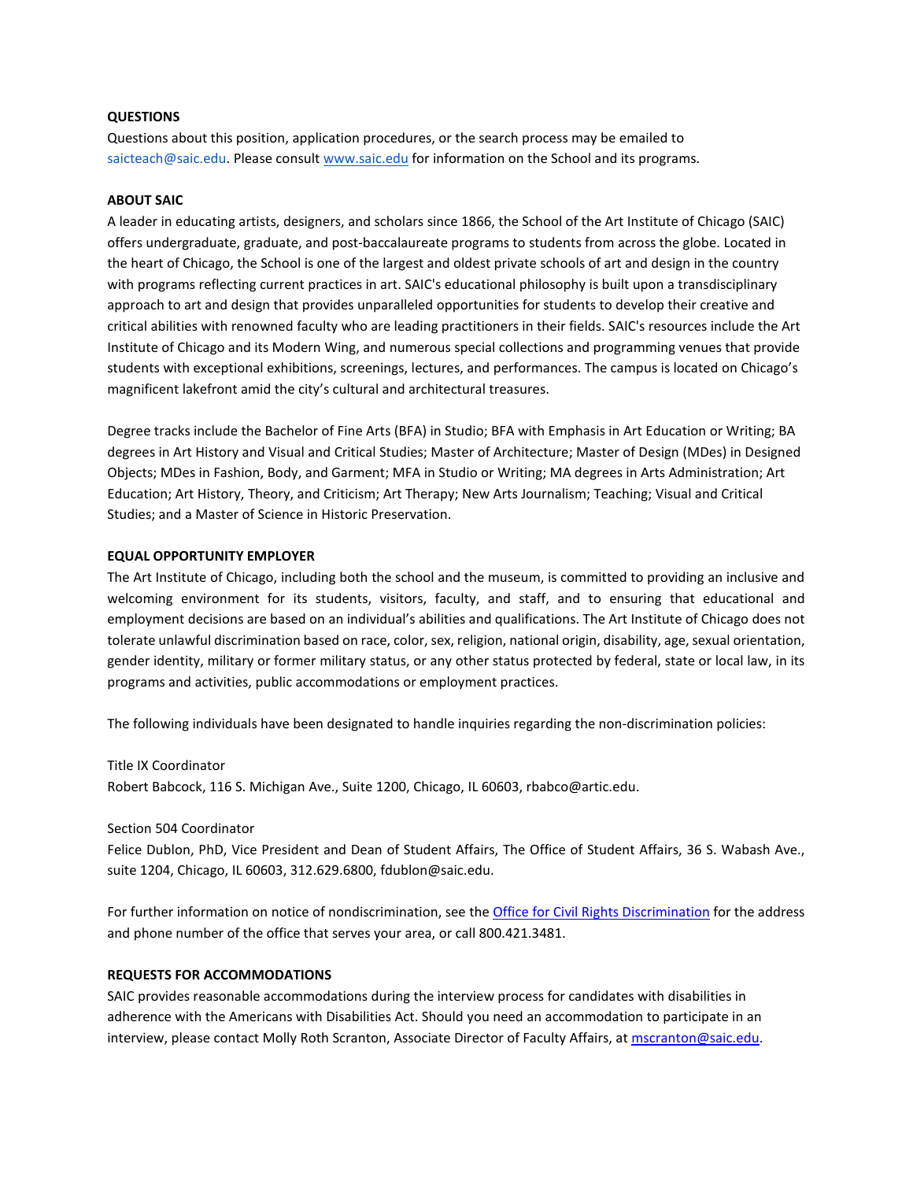**QUESTIONS**

Questions about this position, application procedures, or the search process may be emailed to saicteach@saic.edu. Please consult [www.saic.edu](http://www.saic.edu) for information on the School and its programs.

**ABOUT SAIC**

A leader in educating artists, designers, and scholars since 1866, the School of the Art Institute of Chicago (SAIC) offers undergraduate, graduate, and post-baccalaureate programs to students from across the globe. Located in the heart of Chicago, the School is one of the largest and oldest private schools of art and design in the country with programs reflecting current practices in art. SAIC's educational philosophy is built upon a transdisciplinary approach to art and design that provides unparalleled opportunities for students to develop their creative and critical abilities with renowned faculty who are leading practitioners in their fields. SAIC's resources include the Art Institute of Chicago and its Modern Wing, and numerous special collections and programming venues that provide students with exceptional exhibitions, screenings, lectures, and performances. The campus is located on Chicago's magnificent lakefront amid the city's cultural and architectural treasures.

Degree tracks include the Bachelor of Fine Arts (BFA) in Studio; BFA with Emphasis in Art Education or Writing; BA degrees in Art History and Visual and Critical Studies; Master of Architecture; Master of Design (MDes) in Designed Objects; MDes in Fashion, Body, and Garment; MFA in Studio or Writing; MA degrees in Arts Administration; Art Education; Art History, Theory, and Criticism; Art Therapy; New Arts Journalism; Teaching; Visual and Critical Studies; and a Master of Science in Historic Preservation.

**EQUAL OPPORTUNITY EMPLOYER**

The Art Institute of Chicago, including both the school and the museum, is committed to providing an inclusive and welcoming environment for its students, visitors, faculty, and staff, and to ensuring that educational and employment decisions are based on an individual's abilities and qualifications. The Art Institute of Chicago does not tolerate unlawful discrimination based on race, color, sex, religion, national origin, disability, age, sexual orientation, gender identity, military or former military status, or any other status protected by federal, state or local law, in its programs and activities, public accommodations or employment practices.

The following individuals have been designated to handle inquiries regarding the non-discrimination policies:

Title IX Coordinator
Robert Babcock, 116 S. Michigan Ave., Suite 1200, Chicago, IL 60603, rbabco@artic.edu.

Section 504 Coordinator
Felice Dublon, PhD, Vice President and Dean of Student Affairs, The Office of Student Affairs, 36 S. Wabash Ave., suite 1204, Chicago, IL 60603, 312.629.6800, fdublon@saic.edu.

For further information on notice of nondiscrimination, see the Office for Civil Rights Discrimination for the address and phone number of the office that serves your area, or call 800.421.3481.

**REQUESTS FOR ACCOMMODATIONS**

SAIC provides reasonable accommodations during the interview process for candidates with disabilities in adherence with the Americans with Disabilities Act. Should you need an accommodation to participate in an interview, please contact Molly Roth Scranton, Associate Director of Faculty Affairs, at mscranton@saic.edu.